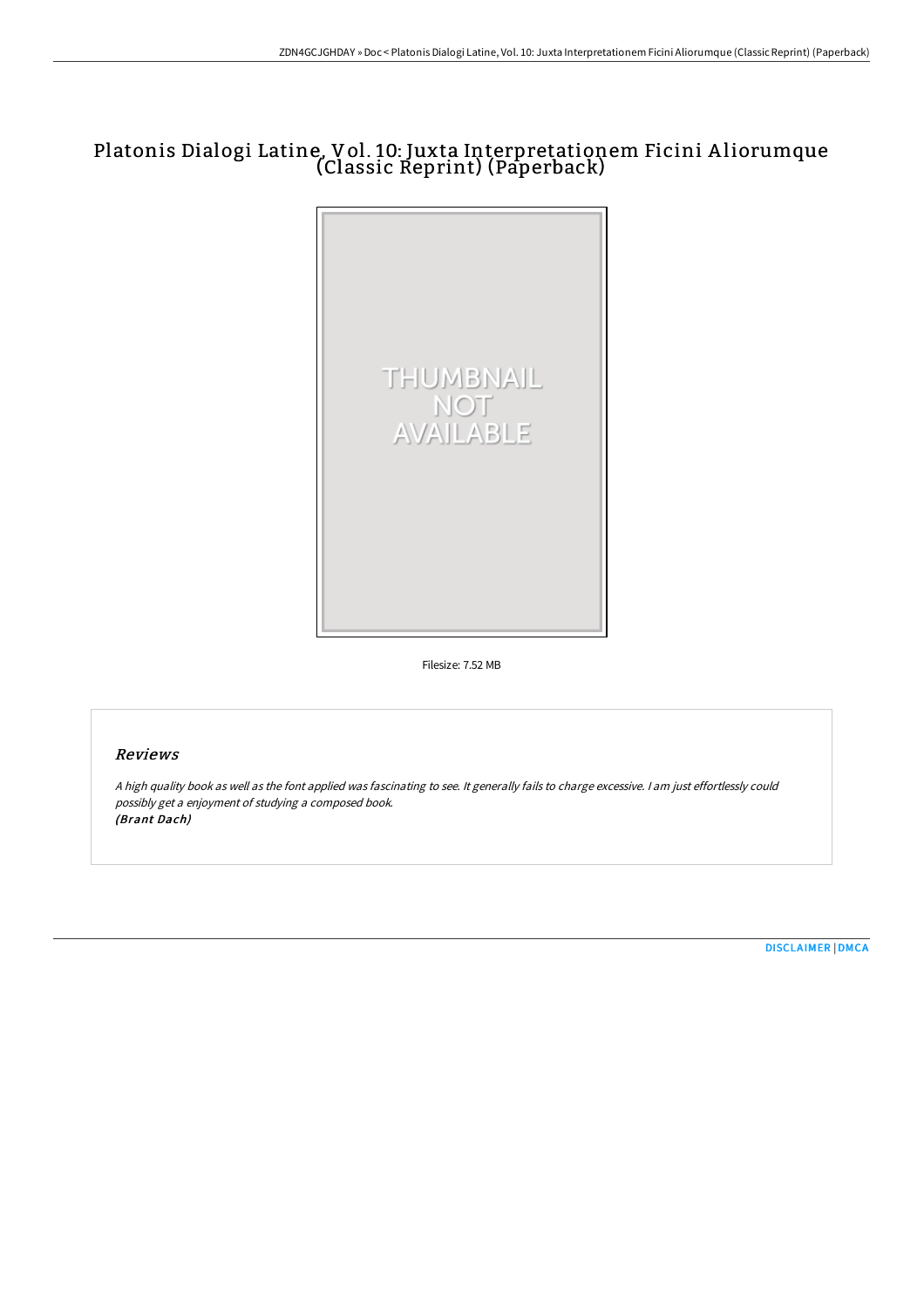# Platonis Dialogi Latine, Vol. 10: Juxta Interpretationem Ficini Aliorumque (Classic Reprint) (Paperback)

THUMBNAIL NOT AVAILABLE

Filesize: 7.52 MB

## Reviews

*A high quality book as well as the font applied was fascinating to see. It generally fails to charge excessive. I am just effortlessly could possibly get a enjoyment of studying a composed book.*
*(Brant Dach)*

DISCLAIMER | DMCA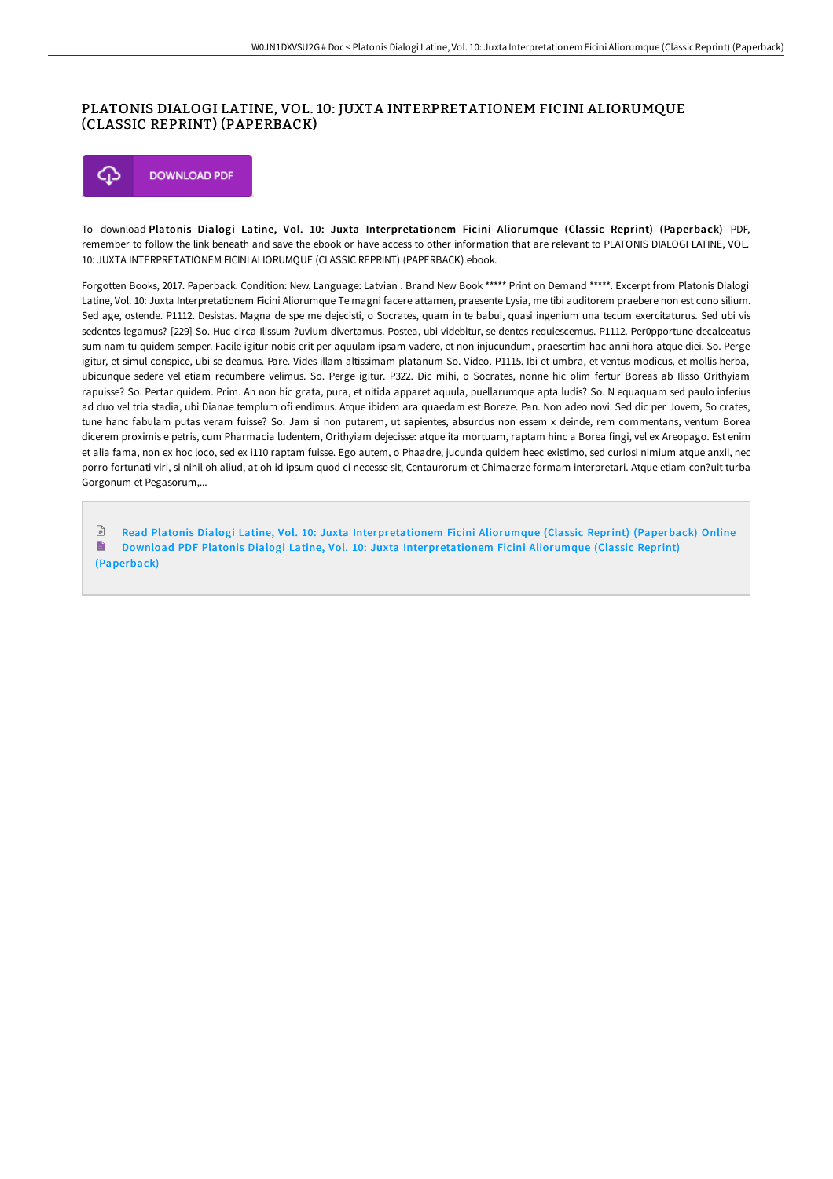# PLATONIS DIALOGI LATINE, VOL. 10: JUXTA INTERPRETATIONEM FICINI ALIORUMQUE (CLASSIC REPRINT) (PAPERBACK)

DOWNLOAD PDF

To download **Platonis Dialogi Latine, Vol. 10: Juxta Interpretationem Ficini Aliorumque (Classic Reprint) (Paperback)** PDF, remember to follow the link beneath and save the ebook or have access to other information that are relevant to PLATONIS DIALOGI LATINE, VOL. 10: JUXTA INTERPRETATIONEM FICINI ALIORUMQUE (CLASSIC REPRINT) (PAPERBACK) ebook.

Forgotten Books, 2017. Paperback. Condition: New. Language: Latvian . Brand New Book ***** Print on Demand *****. Excerpt from Platonis Dialogi Latine, Vol. 10: Juxta Interpretationem Ficini Aliorumque Te magni facere attamen, praesente Lysia, me tibi auditorem praebere non est cono silium. Sed age, ostende. P1112. Desistas. Magna de spe me dejecisti, o Socrates, quam in te babui, quasi ingenium una tecum exercitaturus. Sed ubi vis sedentes legamus? [229] So. Huc circa Ilissum ?uvium divertamus. Postea, ubi videbitur, se dentes requiescemus. P1112. Per0pportune decalceatus sum nam tu quidem semper. Facile igitur nobis erit per aqualam ipsam vadere, et non injucundum, praesertim hac anni hora atque diei. So. Perge igitur, et simul conspice, ubi se deamus. Pare. Vides illam altissimam platanum So. Video. P1115. Ibi et umbra, et ventus modicus, et mollis herba, ubicunque sedere vel etiam recumbere velimus. So. Perge igitur. P322. Dic mihi, o Socrates, nonne hic olim fertur Boreas ab Ilisso Orithyiam rapuisse? So. Pertar quidem. Prim. An non hic grata, pura, et nitida apparet aquula, puellarumque apta ludis? So. N equaquam sed paulo inferius ad duo vel tria stadia, ubi Dianae templum ofi endimus. Atque ibidem ara quaedam est Boreze. Pan. Non adeo novi. Sed dic per Jovem, So crates, tune hanc fabulam putas veram fuisse? So. Jam si non putarem, ut sapientes, absurdus non essem x deinde, rem commentans, ventum Borea dicerem proximis e petris, cum Pharmacia ludentem, Orithyiam dejecisse: atque ita mortuam, raptam hinc a Borea fingi, vel ex Areopago. Est enim et alia fama, non ex hoc loco, sed ex i110 raptam fuisse. Ego autem, o Phaadre, jucunda quidem heec existimo, sed curiosi nimium atque anxii, nec porro fortunati viri, si nihil oh aliud, at oh id ipsum quod ci necesse sit, Centaurorum et Chimaerze formam interpretari. Atque etiam con?uit turba Gorgonum et Pegasorum,...

Read Platonis Dialogi Latine, Vol. 10: Juxta Interpretationem Ficini Aliorumque (Classic Reprint) (Paperback) Online

Download PDF Platonis Dialogi Latine, Vol. 10: Juxta Interpretationem Ficini Aliorumque (Classic Reprint) (Paperback)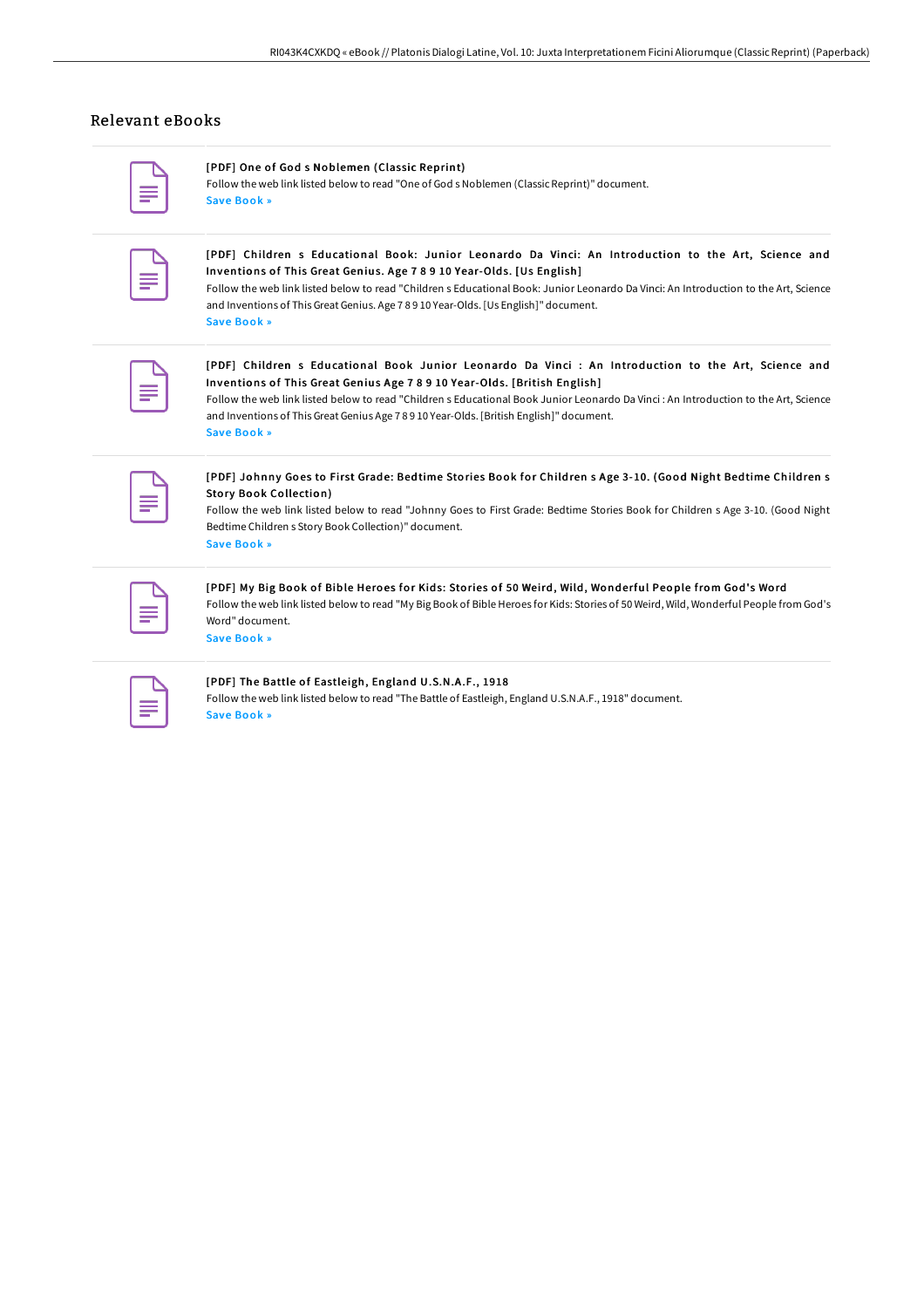## Relevant eBooks

[PDF] One of God s Noblemen (Classic Reprint)

Follow the web link listed below to read "One of God s Noblemen (Classic Reprint)" document.

Save Book »

[PDF] Children s Educational Book: Junior Leonardo Da Vinci: An Introduction to the Art, Science and Inventions of This Great Genius. Age 7 8 9 10 Year-Olds. [Us English]

Follow the web link listed below to read "Children s Educational Book: Junior Leonardo Da Vinci: An Introduction to the Art, Science and Inventions of This Great Genius. Age 7 8 9 10 Year-Olds. [Us English]" document.

Save Book »

[PDF] Children s Educational Book Junior Leonardo Da Vinci : An Introduction to the Art, Science and Inventions of This Great Genius Age 7 8 9 10 Year-Olds. [British English]

Follow the web link listed below to read "Children s Educational Book Junior Leonardo Da Vinci : An Introduction to the Art, Science and Inventions of This Great Genius Age 7 8 9 10 Year-Olds. [British English]" document.

Save Book »

[PDF] Johnny Goes to First Grade: Bedtime Stories Book for Children s Age 3-10. (Good Night Bedtime Children s Story Book Collection)

Follow the web link listed below to read "Johnny Goes to First Grade: Bedtime Stories Book for Children s Age 3-10. (Good Night Bedtime Children s Story Book Collection)" document.

Save Book »

[PDF] My Big Book of Bible Heroes for Kids: Stories of 50 Weird, Wild, Wonderful People from God's Word

Follow the web link listed below to read "My Big Book of Bible Heroes for Kids: Stories of 50 Weird, Wild, Wonderful People from God's Word" document.

Save Book »

[PDF] The Battle of Eastleigh, England U.S.N.A.F., 1918

Follow the web link listed below to read "The Battle of Eastleigh, England U.S.N.A.F., 1918" document.

Save Book »